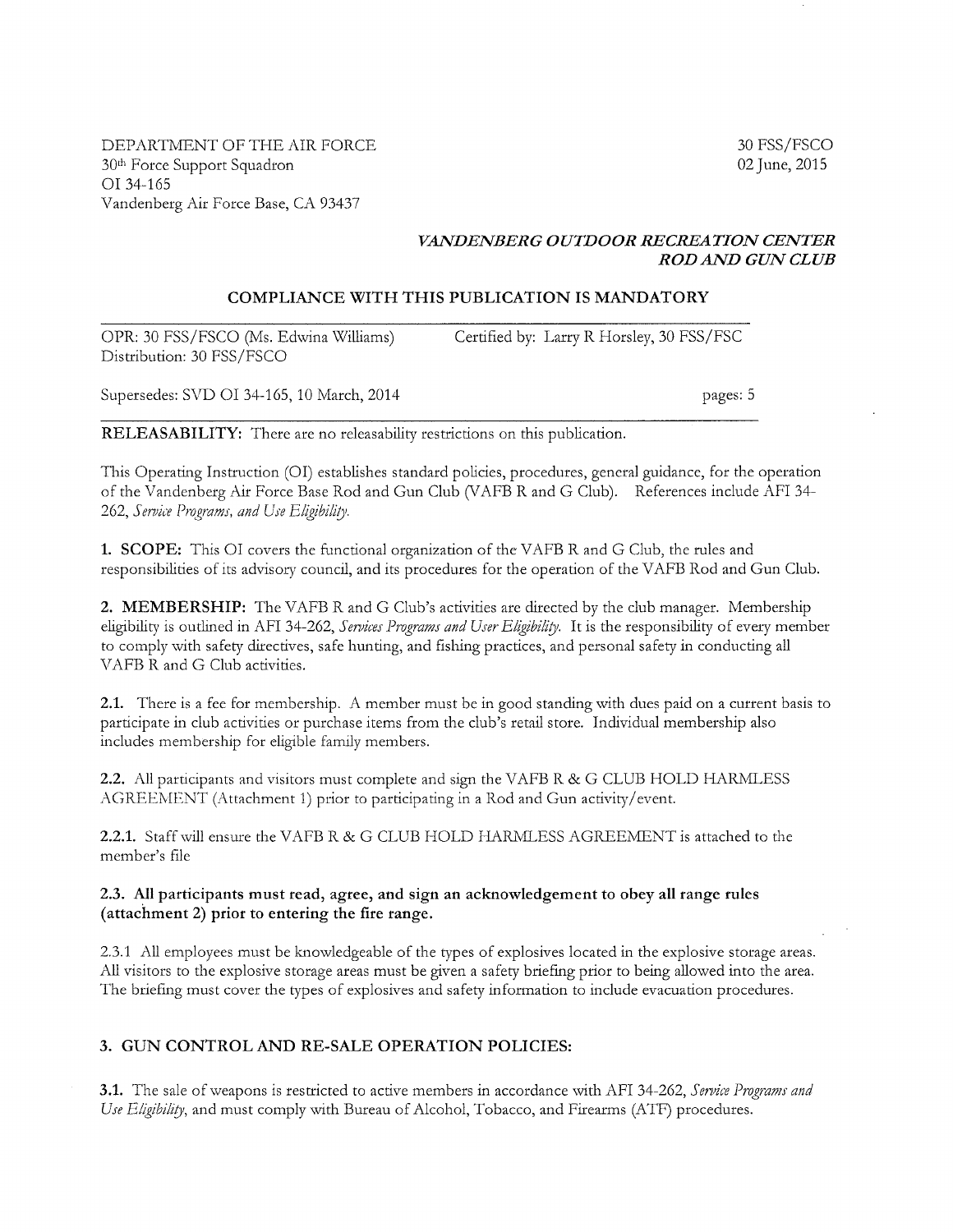DEPARTMENT OF THE AIR FORCE
30th Force Support Squadron
OI 34-165
Vandenberg Air Force Base, CA 93437

30 FSS/FSCO
02 June, 2015

***VANDENBERG OUTDOOR RECREATION CENTER***
***ROD AND GUN CLUB***

**COMPLIANCE WITH THIS PUBLICATION IS MANDATORY**

---

OPR: 30 FSS/FSCO (Ms. Edwina Williams)
Distribution: 30 FSS/FSCO

Certified by: Larry R Horsley, 30 FSS/FSC

Supersedes: SVD OI 34-165, 10 March, 2014

pages: 5

---

**RELEASABILITY:** There are no releasability restrictions on this publication.

This Operating Instruction (OI) establishes standard policies, procedures, general guidance, for the operation of the Vandenberg Air Force Base Rod and Gun Club (VAFB R and G Club). References include AFI 34-262, *Service Programs, and Use Eligibility*.

**1. SCOPE:** This OI covers the functional organization of the VAFB R and G Club, the rules and responsibilities of its advisory council, and its procedures for the operation of the VAFB Rod and Gun Club.

**2. MEMBERSHIP:** The VAFB R and G Club's activities are directed by the club manager. Membership eligibility is outlined in AFI 34-262, *Services Programs and User Eligibility*. It is the responsibility of every member to comply with safety directives, safe hunting, and fishing practices, and personal safety in conducting all VAFB R and G Club activities.

**2.1.** There is a fee for membership. A member must be in good standing with dues paid on a current basis to participate in club activities or purchase items from the club's retail store. Individual membership also includes membership for eligible family members.

**2.2.** All participants and visitors must complete and sign the VAFB R & G CLUB HOLD HARMLESS AGREEMENT (Attachment 1) prior to participating in a Rod and Gun activity/event.

**2.2.1.** Staff will ensure the VAFB R & G CLUB HOLD HARMLESS AGREEMENT is attached to the member's file

**2.3. All participants must read, agree, and sign an acknowledgement to obey all range rules (attachment 2) prior to entering the fire range.**

2.3.1 All employees must be knowledgeable of the types of explosives located in the explosive storage areas. All visitors to the explosive storage areas must be given a safety briefing prior to being allowed into the area. The briefing must cover the types of explosives and safety information to include evacuation procedures.

## 3. GUN CONTROL AND RE-SALE OPERATION POLICIES:

**3.1.** The sale of weapons is restricted to active members in accordance with AFI 34-262, *Service Programs and Use Eligibility*, and must comply with Bureau of Alcohol, Tobacco, and Firearms (ATF) procedures.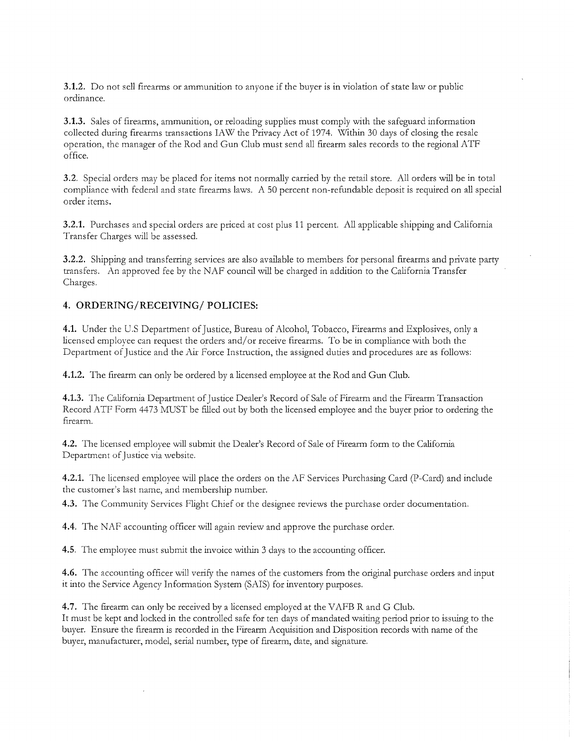**3.1.2.** Do not sell firearms or ammunition to anyone if the buyer is in violation of state law or public ordinance.

**3.1.3.** Sales of firearms, ammunition, or reloading supplies must comply with the safeguard information collected during firearms transactions IAW the Privacy Act of 1974. Within 30 days of closing the resale operation, the manager of the Rod and Gun Club must send all firearm sales records to the regional ATF office.

**3.2.** Special orders may be placed for items not normally carried by the retail store. All orders will be in total compliance with federal and state firearms laws. A 50 percent non-refundable deposit is required on all special order items.

**3.2.1.** Purchases and special orders are priced at cost plus 11 percent. All applicable shipping and California Transfer Charges will be assessed.

**3.2.2.** Shipping and transferring services are also available to members for personal firearms and private party transfers. An approved fee by the NAF council will be charged in addition to the California Transfer Charges.

## 4. ORDERING/RECEIVING/ POLICIES:

**4.1.** Under the U.S Department of Justice, Bureau of Alcohol, Tobacco, Firearms and Explosives, only a licensed employee can request the orders and/or receive firearms. To be in compliance with both the Department of Justice and the Air Force Instruction, the assigned duties and procedures are as follows:

**4.1.2.** The firearm can only be ordered by a licensed employee at the Rod and Gun Club.

**4.1.3.** The California Department of Justice Dealer's Record of Sale of Firearm and the Firearm Transaction Record ATF Form 4473 MUST be filled out by both the licensed employee and the buyer prior to ordering the firearm.

**4.2.** The licensed employee will submit the Dealer's Record of Sale of Firearm form to the California Department of Justice via website.

**4.2.1.** The licensed employee will place the orders on the AF Services Purchasing Card (P-Card) and include the customer's last name, and membership number.

**4.3.** The Community Services Flight Chief or the designee reviews the purchase order documentation.

**4.4.** The NAF accounting officer will again review and approve the purchase order.

**4.5.** The employee must submit the invoice within 3 days to the accounting officer.

**4.6.** The accounting officer will verify the names of the customers from the original purchase orders and input it into the Service Agency Information System (SAIS) for inventory purposes.

**4.7.** The firearm can only be received by a licensed employed at the VAFB R and G Club.
It must be kept and locked in the controlled safe for ten days of mandated waiting period prior to issuing to the buyer. Ensure the firearm is recorded in the Firearm Acquisition and Disposition records with name of the buyer, manufacturer, model, serial number, type of firearm, date, and signature.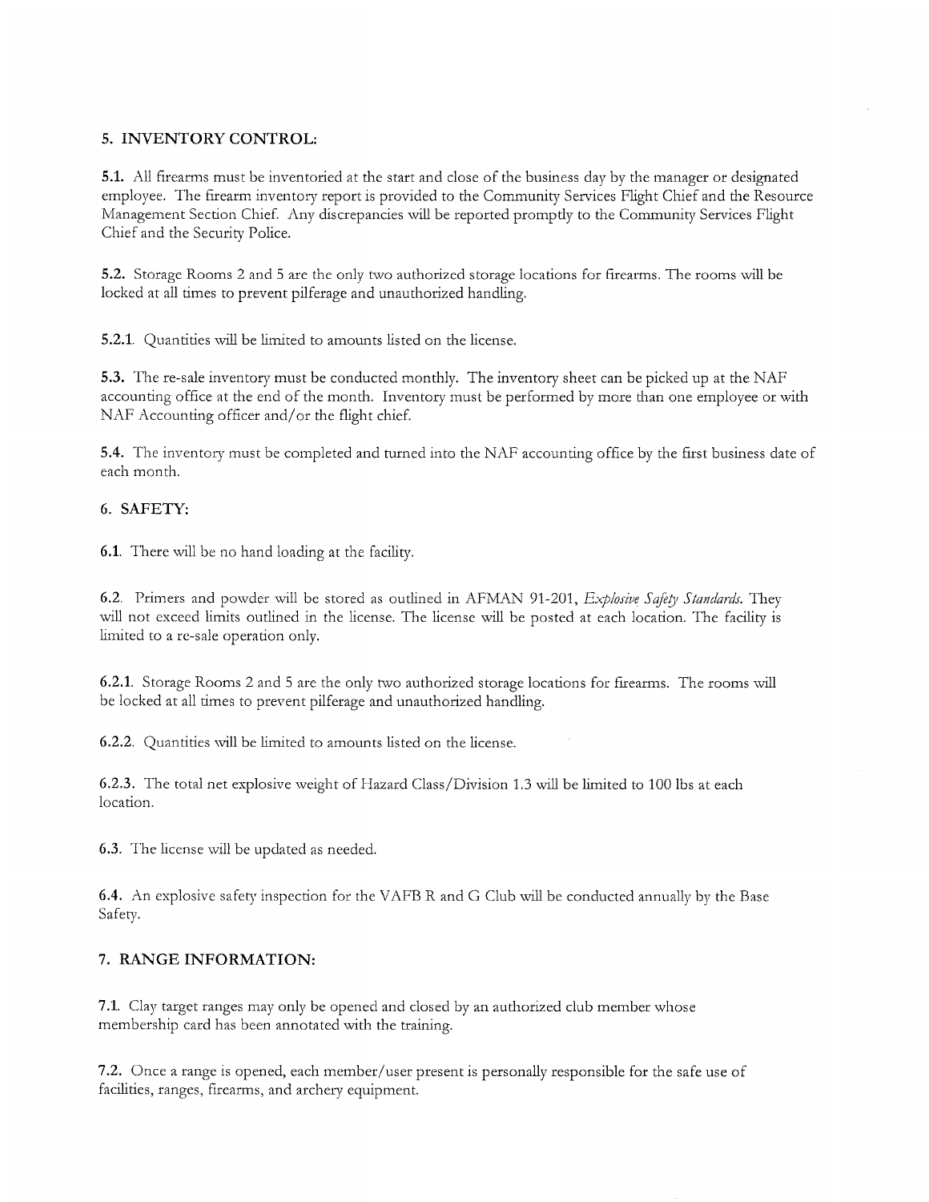## 5. INVENTORY CONTROL:

**5.1.** All firearms must be inventoried at the start and close of the business day by the manager or designated employee. The firearm inventory report is provided to the Community Services Flight Chief and the Resource Management Section Chief. Any discrepancies will be reported promptly to the Community Services Flight Chief and the Security Police.

**5.2.** Storage Rooms 2 and 5 are the only two authorized storage locations for firearms. The rooms will be locked at all times to prevent pilferage and unauthorized handling.

**5.2.1.** Quantities will be limited to amounts listed on the license.

**5.3.** The re-sale inventory must be conducted monthly. The inventory sheet can be picked up at the NAF accounting office at the end of the month. Inventory must be performed by more than one employee or with NAF Accounting officer and/or the flight chief.

**5.4.** The inventory must be completed and turned into the NAF accounting office by the first business date of each month.

## 6. SAFETY:

**6.1.** There will be no hand loading at the facility.

6.2. Primers and powder will be stored as outlined in AFMAN 91-201, *Explosive Safety Standards*. They will not exceed limits outlined in the license. The license will be posted at each location. The facility is limited to a re-sale operation only.

**6.2.1.** Storage Rooms 2 and 5 are the only two authorized storage locations for firearms. The rooms will be locked at all times to prevent pilferage and unauthorized handling.

**6.2.2.** Quantities will be limited to amounts listed on the license.

**6.2.3.** The total net explosive weight of Hazard Class/Division 1.3 will be limited to 100 lbs at each location.

**6.3.** The license will be updated as needed.

**6.4.** An explosive safety inspection for the VAFB R and G Club will be conducted annually by the Base Safety.

## 7. RANGE INFORMATION:

**7.1.** Clay target ranges may only be opened and closed by an authorized club member whose membership card has been annotated with the training.

**7.2.** Once a range is opened, each member/user present is personally responsible for the safe use of facilities, ranges, firearms, and archery equipment.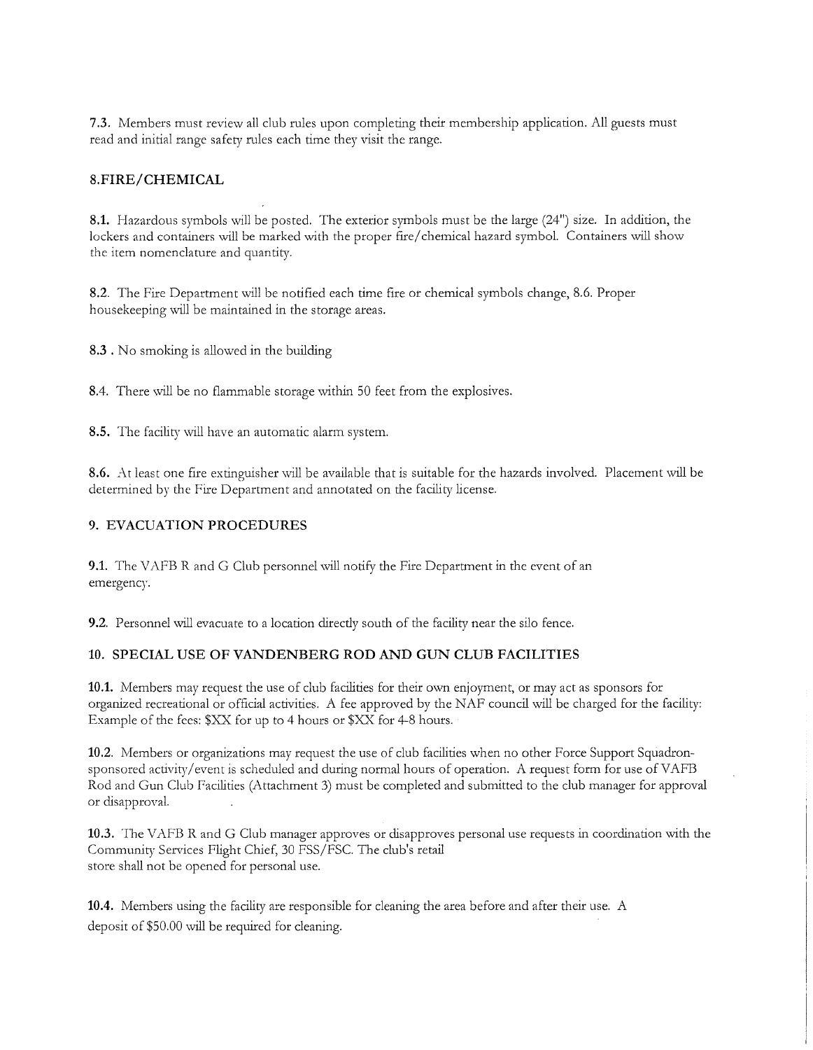**7.3.** Members must review all club rules upon completing their membership application. All guests must read and initial range safety rules each time they visit the range.

## 8.FIRE/CHEMICAL

**8.1.** Hazardous symbols will be posted. The exterior symbols must be the large (24") size. In addition, the lockers and containers will be marked with the proper fire/chemical hazard symbol. Containers will show the item nomenclature and quantity.

8.2. The Fire Department will be notified each time fire or chemical symbols change, 8.6. Proper housekeeping will be maintained in the storage areas.

**8.3** . No smoking is allowed in the building

8.4. There will be no flammable storage within 50 feet from the explosives.

**8.5.** The facility will have an automatic alarm system.

**8.6.** At least one fire extinguisher will be available that is suitable for the hazards involved. Placement will be determined by the Fire Department and annotated on the facility license.

## 9. EVACUATION PROCEDURES

**9.1.** The VAFB R and G Club personnel will notify the Fire Department in the event of an emergency.

9.2. Personnel will evacuate to a location directly south of the facility near the silo fence.

## 10. SPECIAL USE OF VANDENBERG ROD AND GUN CLUB FACILITIES

**10.1.** Members may request the use of club facilities for their own enjoyment, or may act as sponsors for organized recreational or official activities. A fee approved by the NAF council will be charged for the facility: Example of the fees: $XX for up to 4 hours or $XX for 4-8 hours.

**10.2.** Members or organizations may request the use of club facilities when no other Force Support Squadron-sponsored activity/event is scheduled and during normal hours of operation. A request form for use of VAFB Rod and Gun Club Facilities (Attachment 3) must be completed and submitted to the club manager for approval or disapproval.

**10.3.** The VAFB R and G Club manager approves or disapproves personal use requests in coordination with the Community Services Flight Chief, 30 FSS/FSC. The club's retail store shall not be opened for personal use.

**10.4.** Members using the facility are responsible for cleaning the area before and after their use. A deposit of $50.00 will be required for cleaning.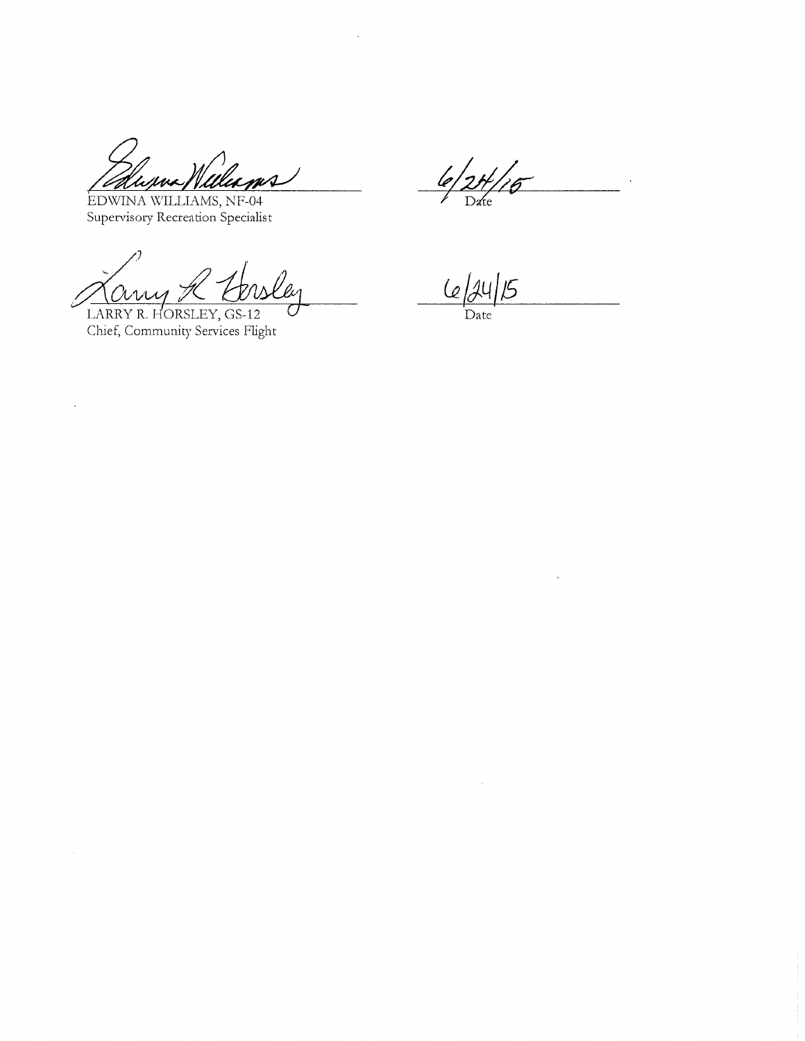EDWINA WILLIAMS, NF-04
Supervisory Recreation Specialist

6/24/15
Date

LARRY R. HORSLEY, GS-12
Chief, Community Services Flight

6/24/15
Date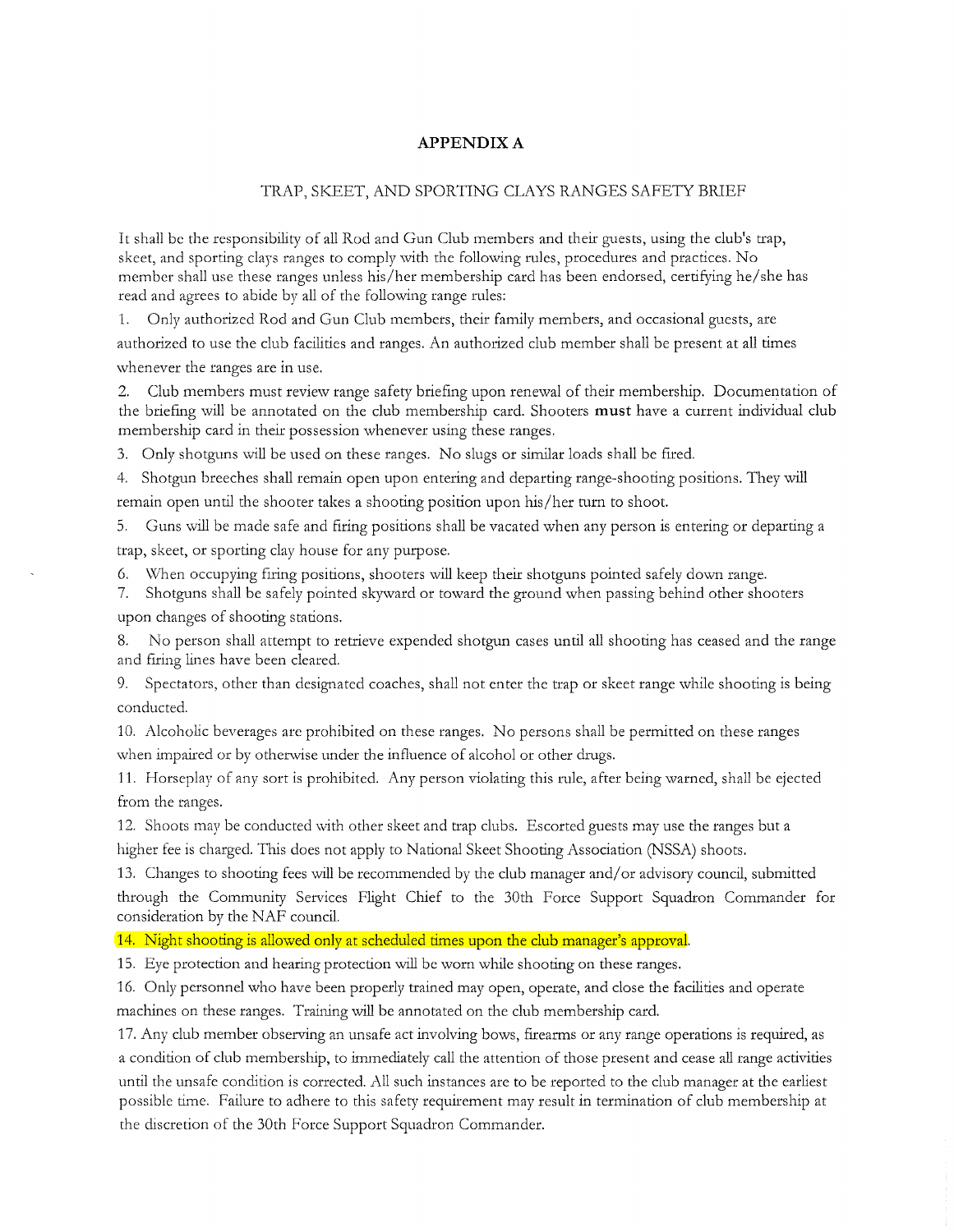## APPENDIX A

### TRAP, SKEET, AND SPORTING CLAYS RANGES SAFETY BRIEF

It shall be the responsibility of all Rod and Gun Club members and their guests, using the club's trap, skeet, and sporting clays ranges to comply with the following rules, procedures and practices. No member shall use these ranges unless his/her membership card has been endorsed, certifying he/she has read and agrees to abide by all of the following range rules:

1. Only authorized Rod and Gun Club members, their family members, and occasional guests, are authorized to use the club facilities and ranges. An authorized club member shall be present at all times whenever the ranges are in use.
2. Club members must review range safety briefing upon renewal of their membership. Documentation of the briefing will be annotated on the club membership card. Shooters **must** have a current individual club membership card in their possession whenever using these ranges.
3. Only shotguns will be used on these ranges. No slugs or similar loads shall be fired.
4. Shotgun breeches shall remain open upon entering and departing range-shooting positions. They will remain open until the shooter takes a shooting position upon his/her turn to shoot.
5. Guns will be made safe and firing positions shall be vacated when any person is entering or departing a trap, skeet, or sporting clay house for any purpose.
6. When occupying firing positions, shooters will keep their shotguns pointed safely down range.
7. Shotguns shall be safely pointed skyward or toward the ground when passing behind other shooters upon changes of shooting stations.
8. No person shall attempt to retrieve expended shotgun cases until all shooting has ceased and the range and firing lines have been cleared.
9. Spectators, other than designated coaches, shall not enter the trap or skeet range while shooting is being conducted.
10. Alcoholic beverages are prohibited on these ranges. No persons shall be permitted on these ranges when impaired or by otherwise under the influence of alcohol or other drugs.
11. Horseplay of any sort is prohibited. Any person violating this rule, after being warned, shall be ejected from the ranges.
12. Shoots may be conducted with other skeet and trap clubs. Escorted guests may use the ranges but a higher fee is charged. This does not apply to National Skeet Shooting Association (NSSA) shoots.
13. Changes to shooting fees will be recommended by the club manager and/or advisory council, submitted through the Community Services Flight Chief to the 30th Force Support Squadron Commander for consideration by the NAF council.
14. Night shooting is allowed only at scheduled times upon the club manager's approval.
15. Eye protection and hearing protection will be worn while shooting on these ranges.
16. Only personnel who have been properly trained may open, operate, and close the facilities and operate machines on these ranges. Training will be annotated on the club membership card.
17. Any club member observing an unsafe act involving bows, firearms or any range operations is required, as a condition of club membership, to immediately call the attention of those present and cease all range activities until the unsafe condition is corrected. All such instances are to be reported to the club manager at the earliest possible time. Failure to adhere to this safety requirement may result in termination of club membership at the discretion of the 30th Force Support Squadron Commander.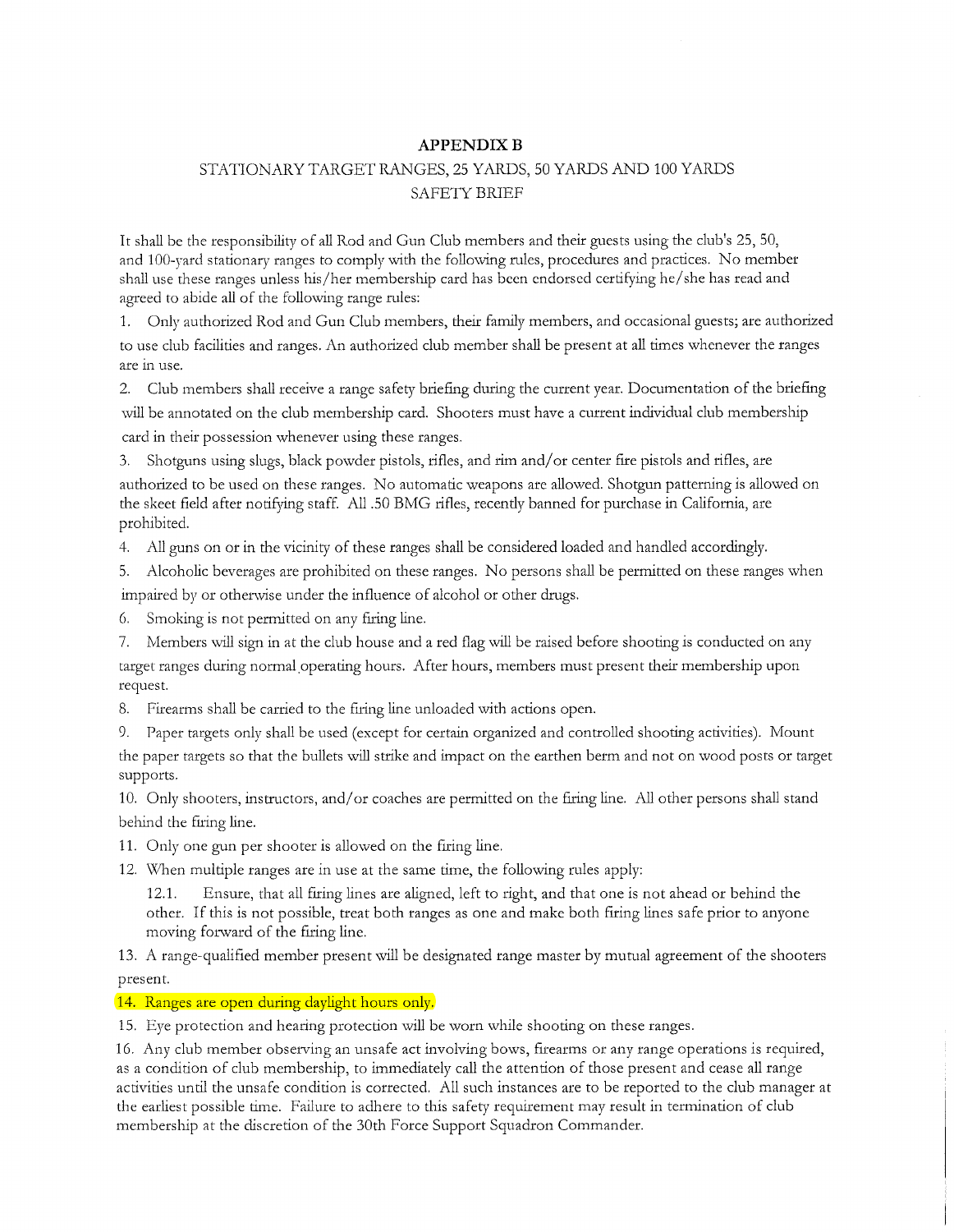# APPENDIX B

## STATIONARY TARGET RANGES, 25 YARDS, 50 YARDS AND 100 YARDS

## SAFETY BRIEF

It shall be the responsibility of all Rod and Gun Club members and their guests using the club's 25, 50, and 100-yard stationary ranges to comply with the following rules, procedures and practices. No member shall use these ranges unless his/her membership card has been endorsed certifying he/she has read and agreed to abide all of the following range rules:

1. Only authorized Rod and Gun Club members, their family members, and occasional guests; are authorized to use club facilities and ranges. An authorized club member shall be present at all times whenever the ranges are in use.
2. Club members shall receive a range safety briefing during the current year. Documentation of the briefing will be annotated on the club membership card. Shooters must have a current individual club membership card in their possession whenever using these ranges.
3. Shotguns using slugs, black powder pistols, rifles, and rim and/or center fire pistols and rifles, are authorized to be used on these ranges. No automatic weapons are allowed. Shotgun patterning is allowed on the skeet field after notifying staff. All .50 BMG rifles, recently banned for purchase in California, are prohibited.
4. All guns on or in the vicinity of these ranges shall be considered loaded and handled accordingly.
5. Alcoholic beverages are prohibited on these ranges. No persons shall be permitted on these ranges when impaired by or otherwise under the influence of alcohol or other drugs.
6. Smoking is not permitted on any firing line.
7. Members will sign in at the club house and a red flag will be raised before shooting is conducted on any target ranges during normal operating hours. After hours, members must present their membership upon request.
8. Firearms shall be carried to the firing line unloaded with actions open.
9. Paper targets only shall be used (except for certain organized and controlled shooting activities). Mount the paper targets so that the bullets will strike and impact on the earthen berm and not on wood posts or target supports.
10. Only shooters, instructors, and/or coaches are permitted on the firing line. All other persons shall stand behind the firing line.
11. Only one gun per shooter is allowed on the firing line.
12. When multiple ranges are in use at the same time, the following rules apply:

    12.1. Ensure, that all firing lines are aligned, left to right, and that one is not ahead or behind the other. If this is not possible, treat both ranges as one and make both firing lines safe prior to anyone moving forward of the firing line.

13. A range-qualified member present will be designated range master by mutual agreement of the shooters present.
14. Ranges are open during daylight hours only.
15. Eye protection and hearing protection will be worn while shooting on these ranges.
16. Any club member observing an unsafe act involving bows, firearms or any range operations is required, as a condition of club membership, to immediately call the attention of those present and cease all range activities until the unsafe condition is corrected. All such instances are to be reported to the club manager at the earliest possible time. Failure to adhere to this safety requirement may result in termination of club membership at the discretion of the 30th Force Support Squadron Commander.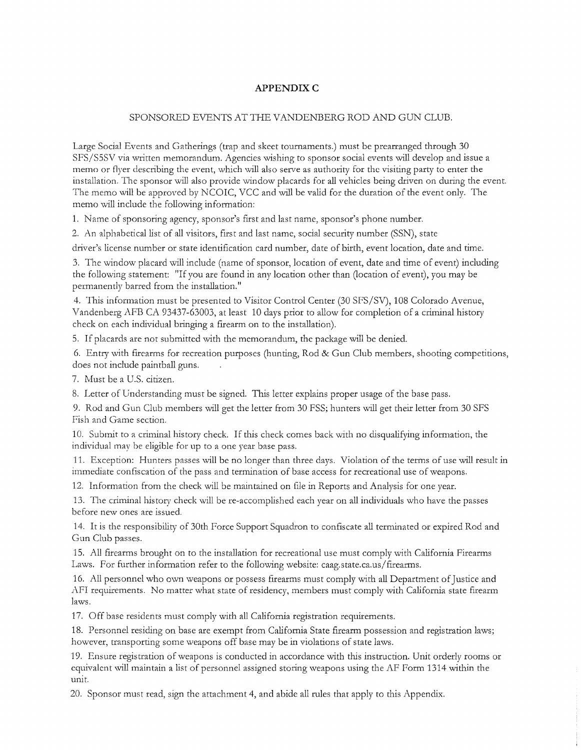# APPENDIX C

## SPONSORED EVENTS AT THE VANDENBERG ROD AND GUN CLUB.

Large Social Events and Gatherings (trap and skeet tournaments.) must be prearranged through 30 SFS/S5SV via written memorandum. Agencies wishing to sponsor social events will develop and issue a memo or flyer describing the event, which will also serve as authority for the visiting party to enter the installation. The sponsor will also provide window placards for all vehicles being driven on during the event. The memo will be approved by NCOIC, VCC and will be valid for the duration of the event only. The memo will include the following information:

1. Name of sponsoring agency, sponsor's first and last name, sponsor's phone number.

2. An alphabetical list of all visitors, first and last name, social security number (SSN), state driver's license number or state identification card number, date of birth, event location, date and time.

3. The window placard will include (name of sponsor, location of event, date and time of event) including the following statement: "If you are found in any location other than (location of event), you may be permanently barred from the installation."

4. This information must be presented to Visitor Control Center (30 SFS/SV), 108 Colorado Avenue, Vandenberg AFB CA 93437-63003, at least 10 days prior to allow for completion of a criminal history check on each individual bringing a firearm on to the installation).

5. If placards are not submitted with the memorandum, the package will be denied.

6. Entry with firearms for recreation purposes (hunting, Rod & Gun Club members, shooting competitions, does not include paintball guns.

7. Must be a U.S. citizen.

8. Letter of Understanding must be signed. This letter explains proper usage of the base pass.

9. Rod and Gun Club members will get the letter from 30 FSS; hunters will get their letter from 30 SFS Fish and Game section.

10. Submit to a criminal history check. If this check comes back with no disqualifying information, the individual may be eligible for up to a one year base pass.

11. Exception: Hunters passes will be no longer than three days. Violation of the terms of use will result in immediate confiscation of the pass and termination of base access for recreational use of weapons.

12. Information from the check will be maintained on file in Reports and Analysis for one year.

13. The criminal history check will be re-accomplished each year on all individuals who have the passes before new ones are issued.

14. It is the responsibility of 30th Force Support Squadron to confiscate all terminated or expired Rod and Gun Club passes.

15. All firearms brought on to the installation for recreational use must comply with California Firearms Laws. For further information refer to the following website: caag.state.ca.us/firearms.

16. All personnel who own weapons or possess firearms must comply with all Department of Justice and AFI requirements. No matter what state of residency, members must comply with California state firearm laws.

17. Off base residents must comply with all California registration requirements.

18. Personnel residing on base are exempt from California State firearm possession and registration laws; however, transporting some weapons off base may be in violations of state laws.

19. Ensure registration of weapons is conducted in accordance with this instruction. Unit orderly rooms or equivalent will maintain a list of personnel assigned storing weapons using the AF Form 1314 within the unit.

20. Sponsor must read, sign the attachment 4, and abide all rules that apply to this Appendix.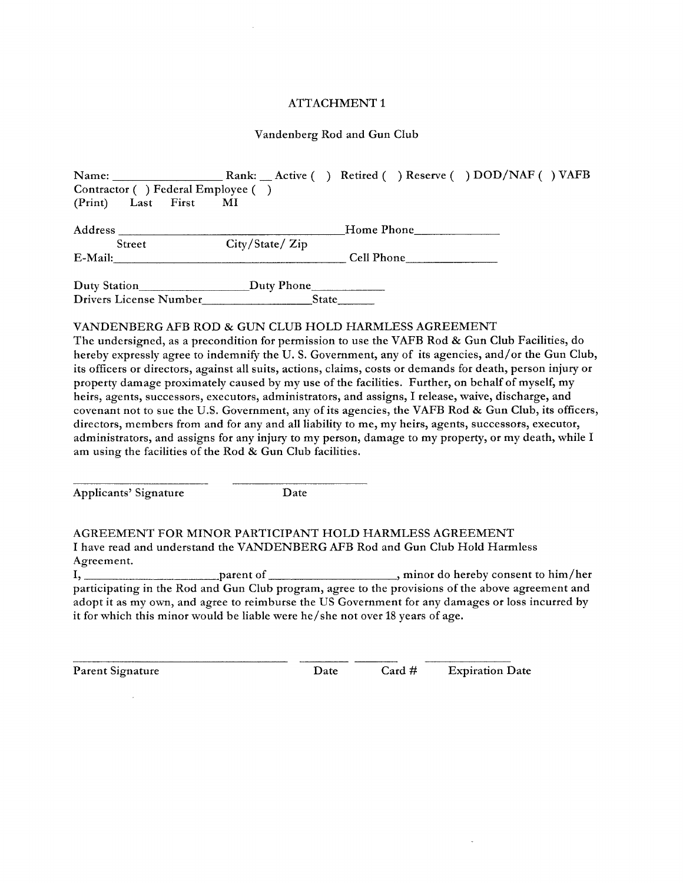ATTACHMENT 1

Vandenberg Rod and Gun Club

Name: ________________ Rank: __ Active ( ) Retired ( ) Reserve ( ) DOD/NAF ( ) VAFB Contractor ( ) Federal Employee ( )
(Print) Last First MI

Address ____________________________________Home Phone_____________
Street City/State/ Zip
E-Mail:_________________________________________ Cell Phone______________

Duty Station_________________Duty Phone___________
Drivers License Number_________________State______

VANDENBERG AFB ROD & GUN CLUB HOLD HARMLESS AGREEMENT
The undersigned, as a precondition for permission to use the VAFB Rod & Gun Club Facilities, do hereby expressly agree to indemnify the U. S. Government, any of its agencies, and/or the Gun Club, its officers or directors, against all suits, actions, claims, costs or demands for death, person injury or property damage proximately caused by my use of the facilities. Further, on behalf of myself, my heirs, agents, successors, executors, administrators, and assigns, I release, waive, discharge, and covenant not to sue the U.S. Government, any of its agencies, the VAFB Rod & Gun Club, its officers, directors, members from and for any and all liability to me, my heirs, agents, successors, executor, administrators, and assigns for any injury to my person, damage to my property, or my death, while I am using the facilities of the Rod & Gun Club facilities.

______________________ ______________________
Applicants' Signature Date

AGREEMENT FOR MINOR PARTICIPANT HOLD HARMLESS AGREEMENT
I have read and understand the VANDENBERG AFB Rod and Gun Club Hold Harmless Agreement.
I, ______________________parent of ____________________, minor do hereby consent to him/her participating in the Rod and Gun Club program, agree to the provisions of the above agreement and adopt it as my own, and agree to reimburse the US Government for any damages or loss incurred by it for which this minor would be liable were he/she not over 18 years of age.

__________________________________ ________ ________ ______________
Parent Signature Date Card # Expiration Date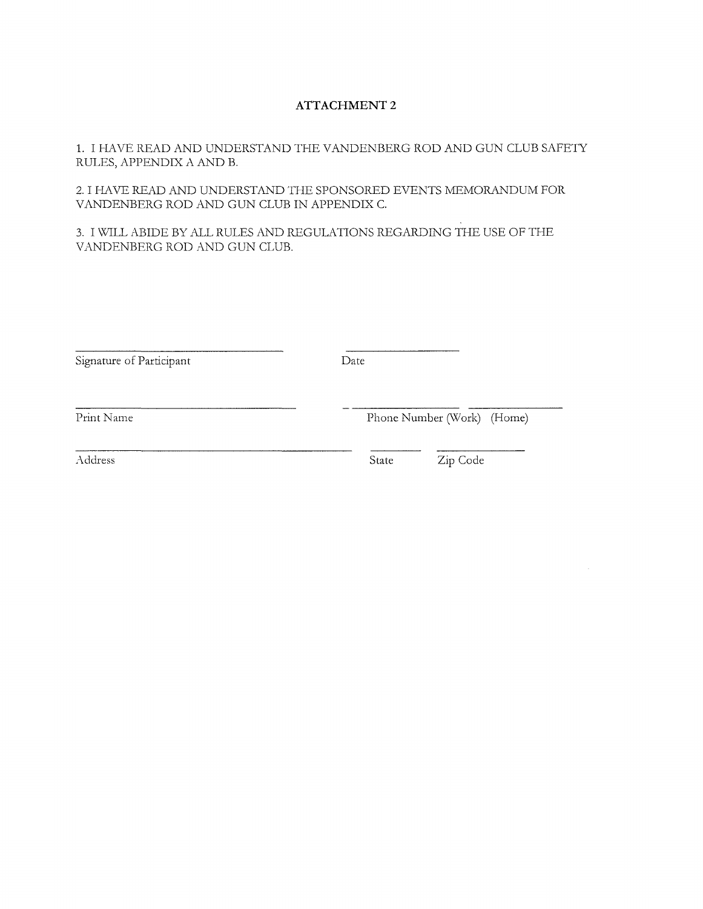## ATTACHMENT 2

1. I HAVE READ AND UNDERSTAND THE VANDENBERG ROD AND GUN CLUB SAFETY RULES, APPENDIX A AND B.

2. I HAVE READ AND UNDERSTAND THE SPONSORED EVENTS MEMORANDUM FOR VANDENBERG ROD AND GUN CLUB IN APPENDIX C.

3. I WILL ABIDE BY ALL RULES AND REGULATIONS REGARDING THE USE OF THE VANDENBERG ROD AND GUN CLUB.

| | |
|---|---|
| ______________________________ | ________________ |
| Signature of Participant | Date |
| ______________________________ | ________________ ________________ |
| Print Name | Phone Number (Work) (Home) |
| ______________________________ | ________ ____________ |
| Address | State Zip Code |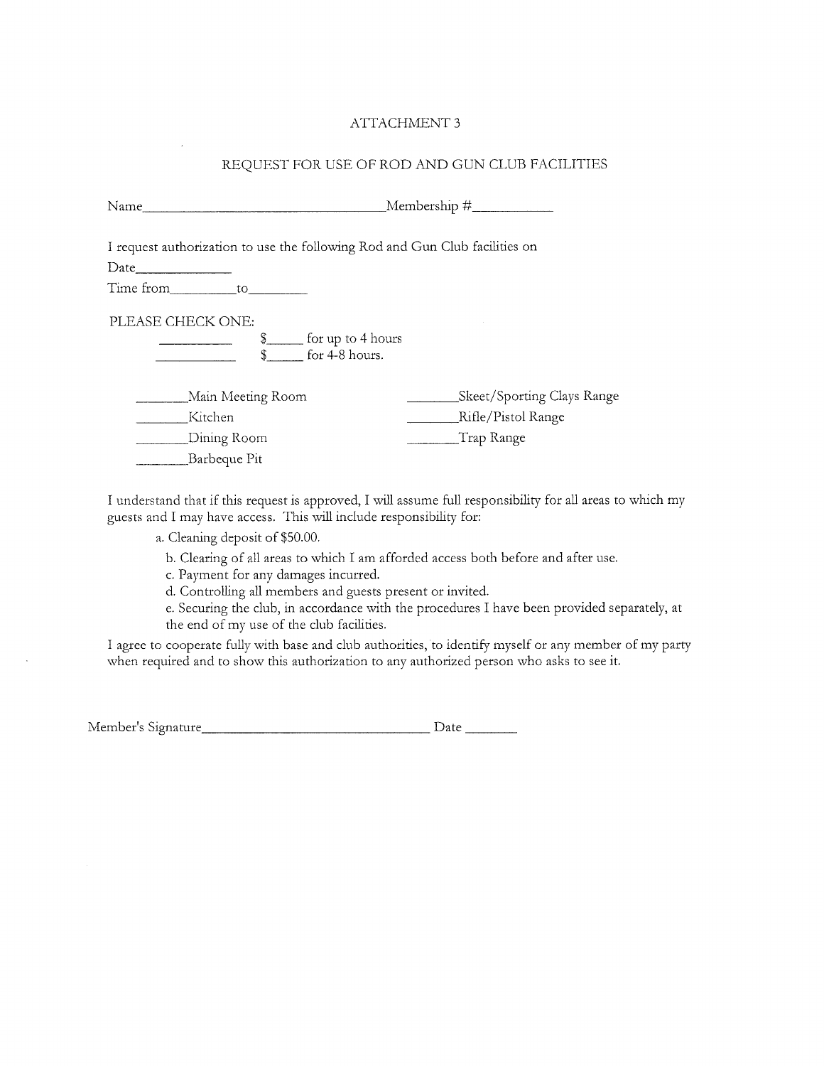ATTACHMENT 3

REQUEST FOR USE OF ROD AND GUN CLUB FACILITIES

Name_______________________________________Membership #____________

I request authorization to use the following Rod and Gun Club facilities on

Date_______________

Time from__________to_________

PLEASE CHECK ONE:

__________ $______ for up to 4 hours

__________ $______ for 4-8 hours.

________Main Meeting Room

________Kitchen

________Dining Room

________Barbeque Pit

________Skeet/Sporting Clays Range

________Rifle/Pistol Range

________Trap Range

I understand that if this request is approved, I will assume full responsibility for all areas to which my guests and I may have access. This will include responsibility for:

a. Cleaning deposit of $50.00.

b. Clearing of all areas to which I am afforded access both before and after use.

c. Payment for any damages incurred.

d. Controlling all members and guests present or invited.

e. Securing the club, in accordance with the procedures I have been provided separately, at the end of my use of the club facilities.

I agree to cooperate fully with base and club authorities, to identify myself or any member of my party when required and to show this authorization to any authorized person who asks to see it.

Member's Signature_____________________________________ Date ________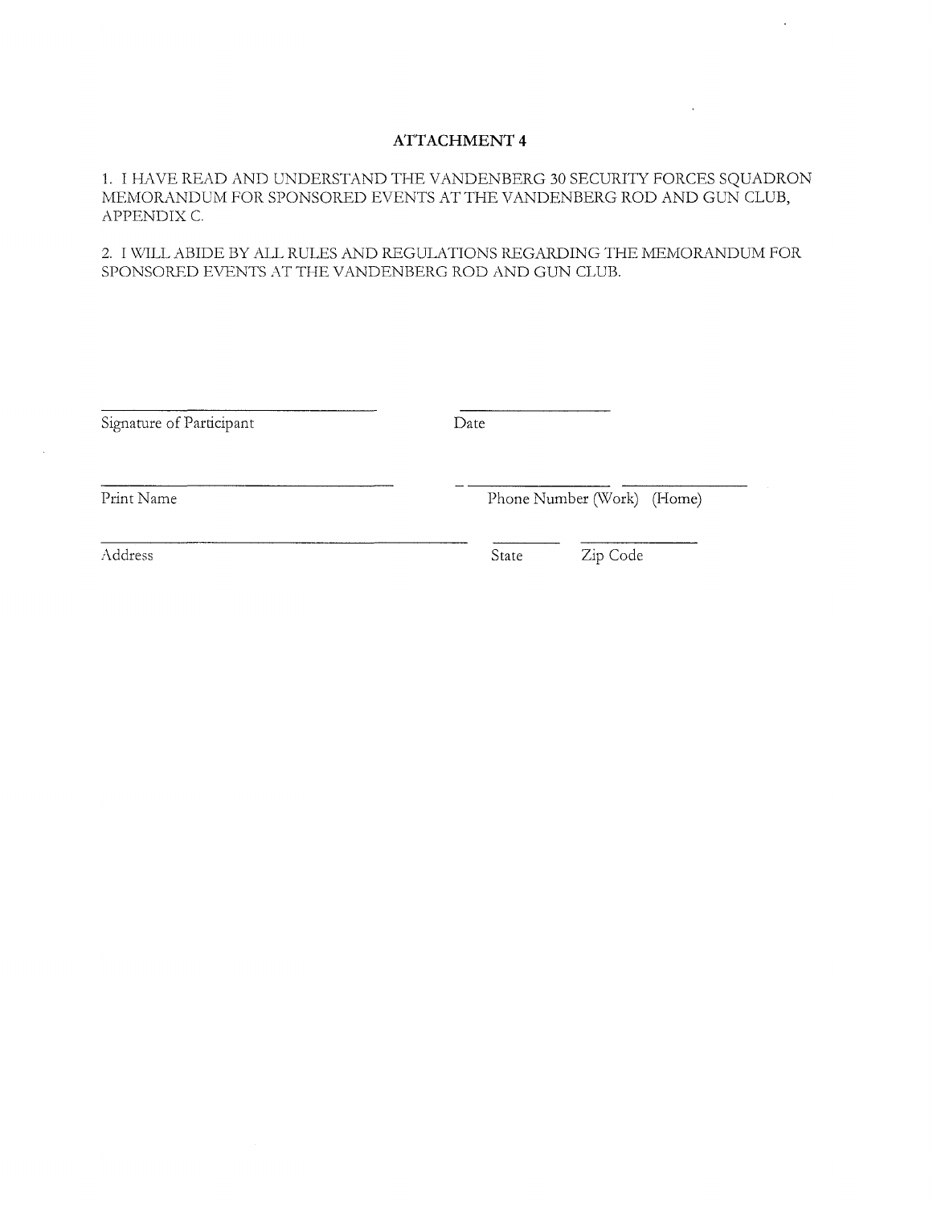## ATTACHMENT 4

1. I HAVE READ AND UNDERSTAND THE VANDENBERG 30 SECURITY FORCES SQUADRON MEMORANDUM FOR SPONSORED EVENTS AT THE VANDENBERG ROD AND GUN CLUB, APPENDIX C.

2. I WILL ABIDE BY ALL RULES AND REGULATIONS REGARDING THE MEMORANDUM FOR SPONSORED EVENTS AT THE VANDENBERG ROD AND GUN CLUB.

______________________________ ______________

Signature of Participant Date

______________________________ ______________ ______________

Print Name Phone Number (Work) (Home)

______________________________ ________ ____________

Address State Zip Code